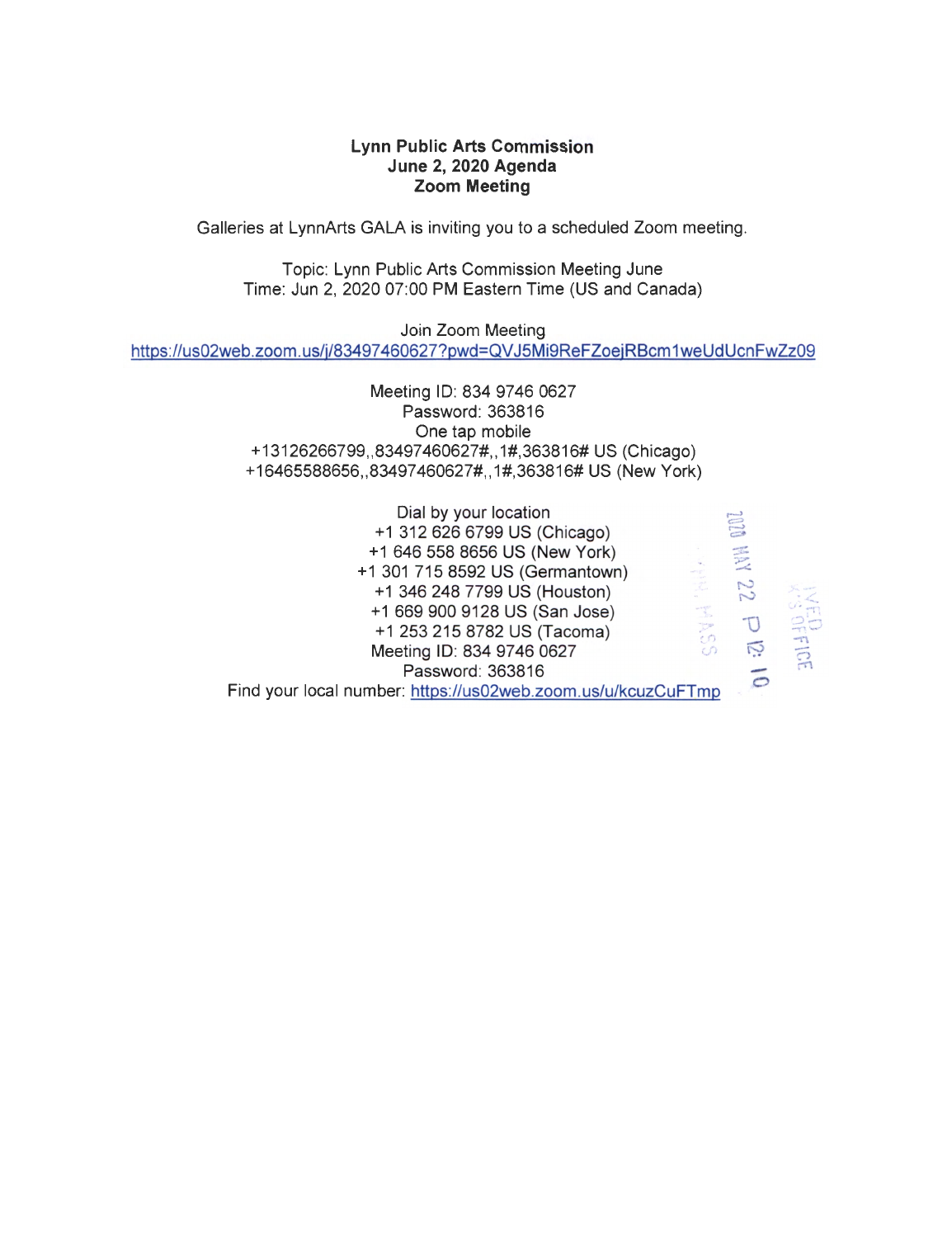**Lynn Public Arts Commission**
**June 2, 2020 Agenda**
**Zoom Meeting**

Galleries at LynnArts GALA is inviting you to a scheduled Zoom meeting.

Topic: Lynn Public Arts Commission Meeting June
Time: Jun 2, 2020 07:00 PM Eastern Time (US and Canada)

Join Zoom Meeting
https://us02web.zoom.us/j/83497460627?pwd=QVJ5Mi9ReFZoejRBcm1weUdUcnFwZz09

Meeting ID: 834 9746 0627
Password: 363816
One tap mobile
+13126266799,,83497460627#,,1#,363816# US (Chicago)
+16465588656,,83497460627#,,1#,363816# US (New York)

Dial by your location
+1 312 626 6799 US (Chicago)
+1 646 558 8656 US (New York)
+1 301 715 8592 US (Germantown)
+1 346 248 7799 US (Houston)
+1 669 900 9128 US (San Jose)
+1 253 215 8782 US (Tacoma)
Meeting ID: 834 9746 0627
Password: 363816
Find your local number: https://us02web.zoom.us/u/kcuzCuFTmp

2020 MAY 22 P 12:10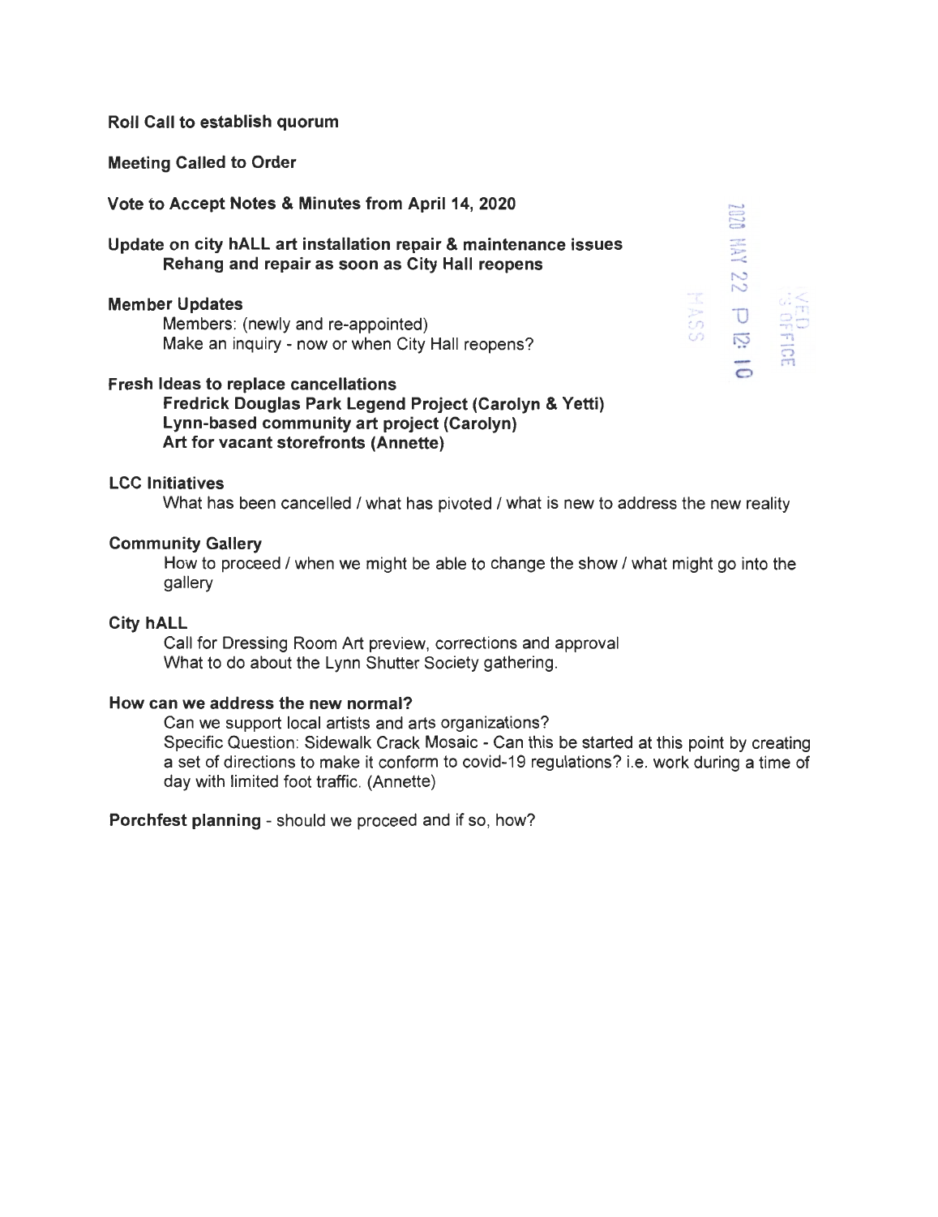**Roll Call to establish quorum**

**Meeting Called to Order**

**Vote to Accept Notes & Minutes from April 14, 2020**

**Update on city hALL art installation repair & maintenance issues**
- **Rehang and repair as soon as City Hall reopens**

**Member Updates**
- Members: (newly and re-appointed)
- Make an inquiry - now or when City Hall reopens?

**Fresh Ideas to replace cancellations**
- **Fredrick Douglas Park Legend Project (Carolyn & Yetti)**
- **Lynn-based community art project (Carolyn)**
- **Art for vacant storefronts (Annette)**

**LCC Initiatives**
- What has been cancelled / what has pivoted / what is new to address the new reality

**Community Gallery**
- How to proceed / when we might be able to change the show / what might go into the gallery

**City hALL**
- Call for Dressing Room Art preview, corrections and approval
- What to do about the Lynn Shutter Society gathering.

**How can we address the new normal?**
- Can we support local artists and arts organizations?
- Specific Question: Sidewalk Crack Mosaic - Can this be started at this point by creating a set of directions to make it conform to covid-19 regulations? i.e. work during a time of day with limited foot traffic. (Annette)

**Porchfest planning** - should we proceed and if so, how?

2020 MAY 22 P 12: 10